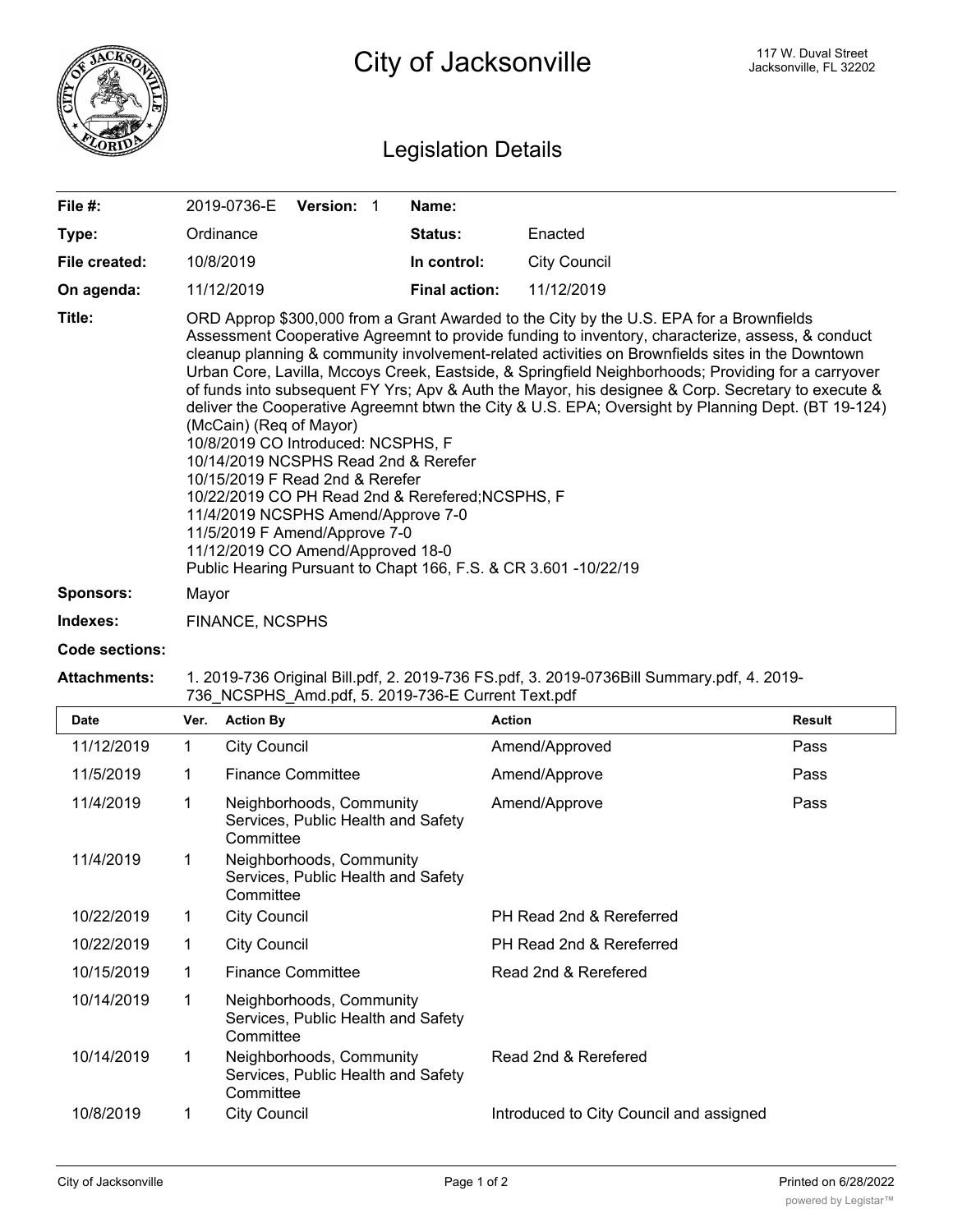# City of Jacksonville

117 W. Duval Street
Jacksonville, FL 32202

## Legislation Details

| | | | |
|---|---|---|---|
| **File #:** | 2019-0736-E **Version:** 1 | **Name:** | |
| **Type:** | Ordinance | **Status:** | Enacted |
| **File created:** | 10/8/2019 | **In control:** | City Council |
| **On agenda:** | 11/12/2019 | **Final action:** | 11/12/2019 |

**Title:** ORD Approp $300,000 from a Grant Awarded to the City by the U.S. EPA for a Brownfields Assessment Cooperative Agreemnt to provide funding to inventory, characterize, assess, & conduct cleanup planning & community involvement-related activities on Brownfields sites in the Downtown Urban Core, Lavilla, Mccoys Creek, Eastside, & Springfield Neighborhoods; Providing for a carryover of funds into subsequent FY Yrs; Apv & Auth the Mayor, his designee & Corp. Secretary to execute & deliver the Cooperative Agreemnt btwn the City & U.S. EPA; Oversight by Planning Dept. (BT 19-124) (McCain) (Req of Mayor)
10/8/2019 CO Introduced: NCSPHS, F
10/14/2019 NCSPHS Read 2nd & Rerefer
10/15/2019 F Read 2nd & Rerefer
10/22/2019 CO PH Read 2nd & Rerefered;NCSPHS, F
11/4/2019 NCSPHS Amend/Approve 7-0
11/5/2019 F Amend/Approve 7-0
11/12/2019 CO Amend/Approved 18-0
Public Hearing Pursuant to Chapt 166, F.S. & CR 3.601 -10/22/19

**Sponsors:** Mayor

**Indexes:** FINANCE, NCSPHS

**Code sections:**

**Attachments:** 1. 2019-736 Original Bill.pdf, 2. 2019-736 FS.pdf, 3. 2019-0736Bill Summary.pdf, 4. 2019-736_NCSPHS_Amd.pdf, 5. 2019-736-E Current Text.pdf

| Date | Ver. | Action By | Action | Result |
|---|---|---|---|---|
| 11/12/2019 | 1 | City Council | Amend/Approved | Pass |
| 11/5/2019 | 1 | Finance Committee | Amend/Approve | Pass |
| 11/4/2019 | 1 | Neighborhoods, Community Services, Public Health and Safety Committee | Amend/Approve | Pass |
| 11/4/2019 | 1 | Neighborhoods, Community Services, Public Health and Safety Committee | | |
| 10/22/2019 | 1 | City Council | PH Read 2nd & Rereferred | |
| 10/22/2019 | 1 | City Council | PH Read 2nd & Rereferred | |
| 10/15/2019 | 1 | Finance Committee | Read 2nd & Rerefered | |
| 10/14/2019 | 1 | Neighborhoods, Community Services, Public Health and Safety Committee | | |
| 10/14/2019 | 1 | Neighborhoods, Community Services, Public Health and Safety Committee | Read 2nd & Rerefered | |
| 10/8/2019 | 1 | City Council | Introduced to City Council and assigned | |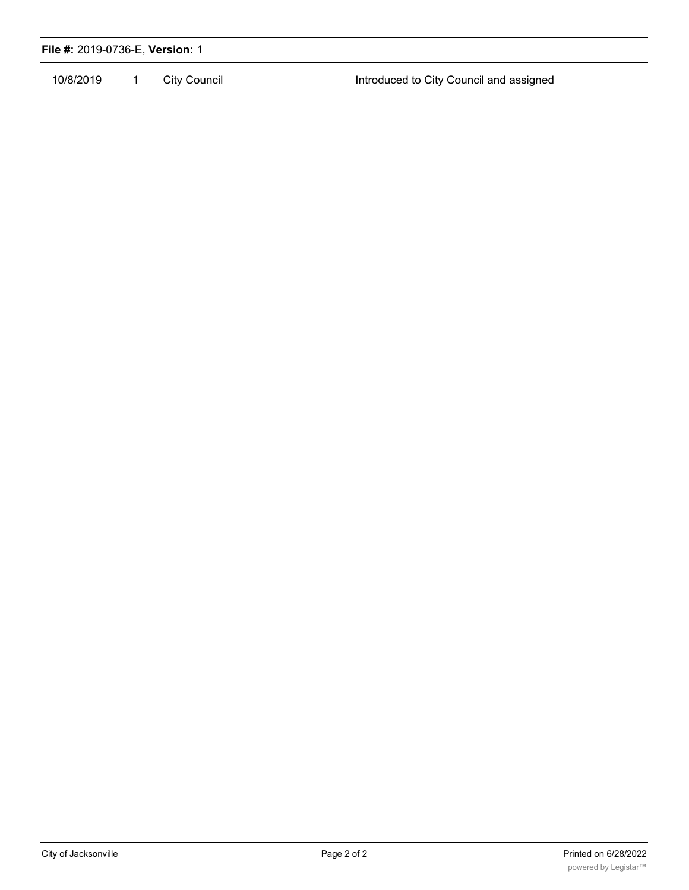**File #:** 2019-0736-E, **Version:** 1

| | | | |
|---|---|---|---|
| 10/8/2019 | 1 | City Council | Introduced to City Council and assigned |